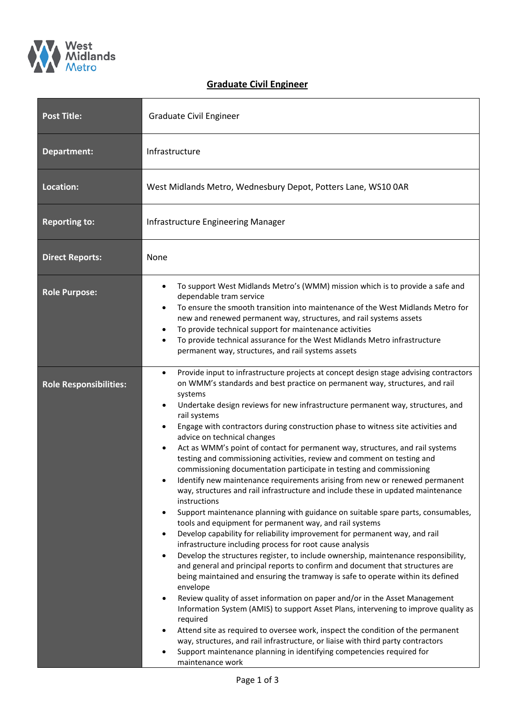West Midlands Metro

# Graduate Civil Engineer

| | |
|---|---|
| **Post Title:** | Graduate Civil Engineer |
| **Department:** | Infrastructure |
| **Location:** | West Midlands Metro, Wednesbury Depot, Potters Lane, WS10 0AR |
| **Reporting to:** | Infrastructure Engineering Manager |
| **Direct Reports:** | None |
| **Role Purpose:** | • To support West Midlands Metro's (WMM) mission which is to provide a safe and dependable tram service<br>• To ensure the smooth transition into maintenance of the West Midlands Metro for new and renewed permanent way, structures, and rail systems assets<br>• To provide technical support for maintenance activities<br>• To provide technical assurance for the West Midlands Metro infrastructure permanent way, structures, and rail systems assets |
| **Role Responsibilities:** | • Provide input to infrastructure projects at concept design stage advising contractors on WMM's standards and best practice on permanent way, structures, and rail systems<br>• Undertake design reviews for new infrastructure permanent way, structures, and rail systems<br>• Engage with contractors during construction phase to witness site activities and advice on technical changes<br>• Act as WMM's point of contact for permanent way, structures, and rail systems testing and commissioning activities, review and comment on testing and commissioning documentation participate in testing and commissioning<br>• Identify new maintenance requirements arising from new or renewed permanent way, structures and rail infrastructure and include these in updated maintenance instructions<br>• Support maintenance planning with guidance on suitable spare parts, consumables, tools and equipment for permanent way, and rail systems<br>• Develop capability for reliability improvement for permanent way, and rail infrastructure including process for root cause analysis<br>• Develop the structures register, to include ownership, maintenance responsibility, and general and principal reports to confirm and document that structures are being maintained and ensuring the tramway is safe to operate within its defined envelope<br>• Review quality of asset information on paper and/or in the Asset Management Information System (AMIS) to support Asset Plans, intervening to improve quality as required<br>• Attend site as required to oversee work, inspect the condition of the permanent way, structures, and rail infrastructure, or liaise with third party contractors<br>• Support maintenance planning in identifying competencies required for maintenance work |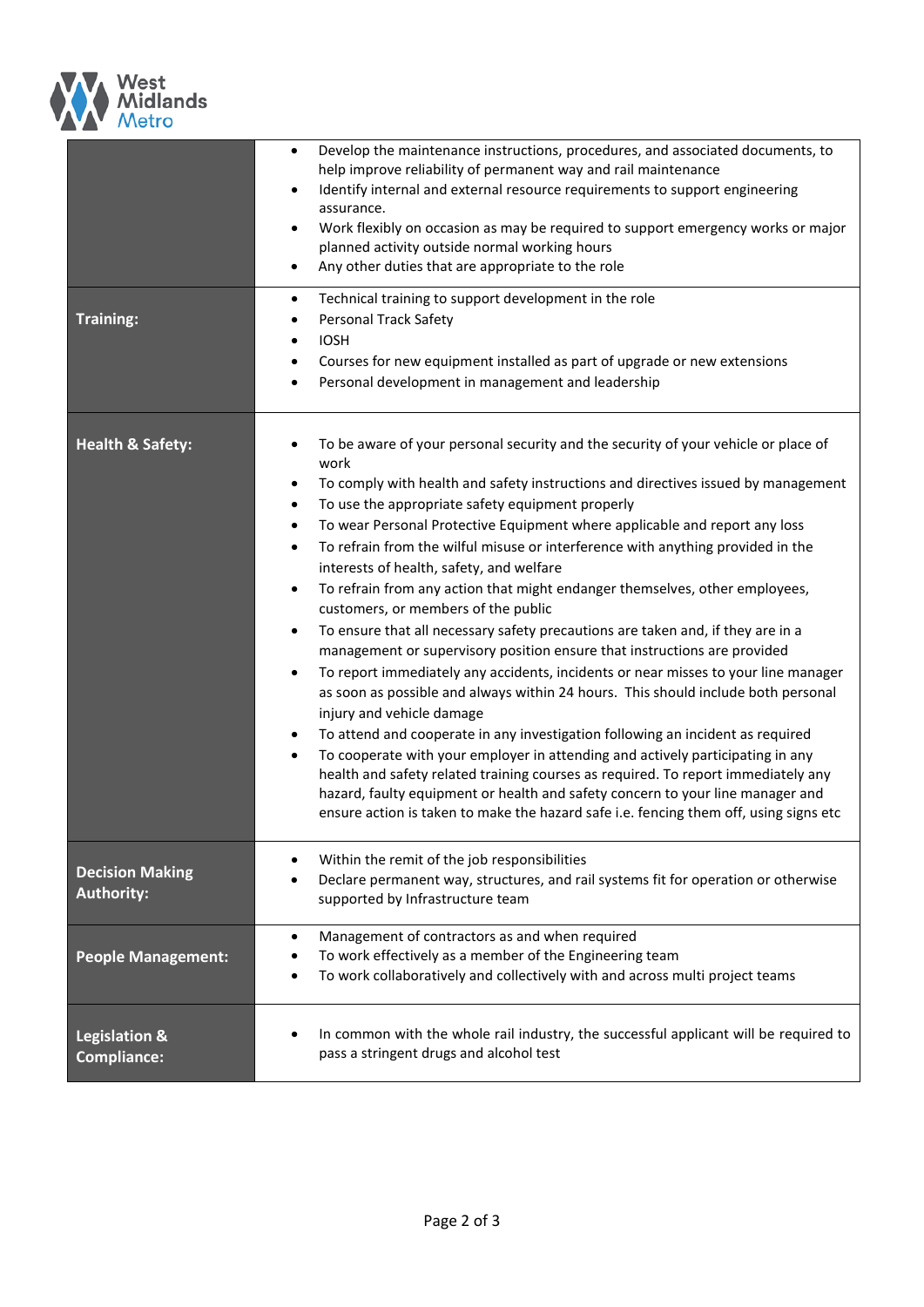| | |
|---|---|
| | • Develop the maintenance instructions, procedures, and associated documents, to help improve reliability of permanent way and rail maintenance<br>• Identify internal and external resource requirements to support engineering assurance.<br>• Work flexibly on occasion as may be required to support emergency works or major planned activity outside normal working hours<br>• Any other duties that are appropriate to the role |
| **Training:** | • Technical training to support development in the role<br>• Personal Track Safety<br>• IOSH<br>• Courses for new equipment installed as part of upgrade or new extensions<br>• Personal development in management and leadership |
| **Health & Safety:** | • To be aware of your personal security and the security of your vehicle or place of work<br>• To comply with health and safety instructions and directives issued by management<br>• To use the appropriate safety equipment properly<br>• To wear Personal Protective Equipment where applicable and report any loss<br>• To refrain from the wilful misuse or interference with anything provided in the interests of health, safety, and welfare<br>• To refrain from any action that might endanger themselves, other employees, customers, or members of the public<br>• To ensure that all necessary safety precautions are taken and, if they are in a management or supervisory position ensure that instructions are provided<br>• To report immediately any accidents, incidents or near misses to your line manager as soon as possible and always within 24 hours. This should include both personal injury and vehicle damage<br>• To attend and cooperate in any investigation following an incident as required<br>• To cooperate with your employer in attending and actively participating in any health and safety related training courses as required. To report immediately any hazard, faulty equipment or health and safety concern to your line manager and ensure action is taken to make the hazard safe i.e. fencing them off, using signs etc |
| **Decision Making Authority:** | • Within the remit of the job responsibilities<br>• Declare permanent way, structures, and rail systems fit for operation or otherwise supported by Infrastructure team |
| **People Management:** | • Management of contractors as and when required<br>• To work effectively as a member of the Engineering team<br>• To work collaboratively and collectively with and across multi project teams |
| **Legislation & Compliance:** | • In common with the whole rail industry, the successful applicant will be required to pass a stringent drugs and alcohol test |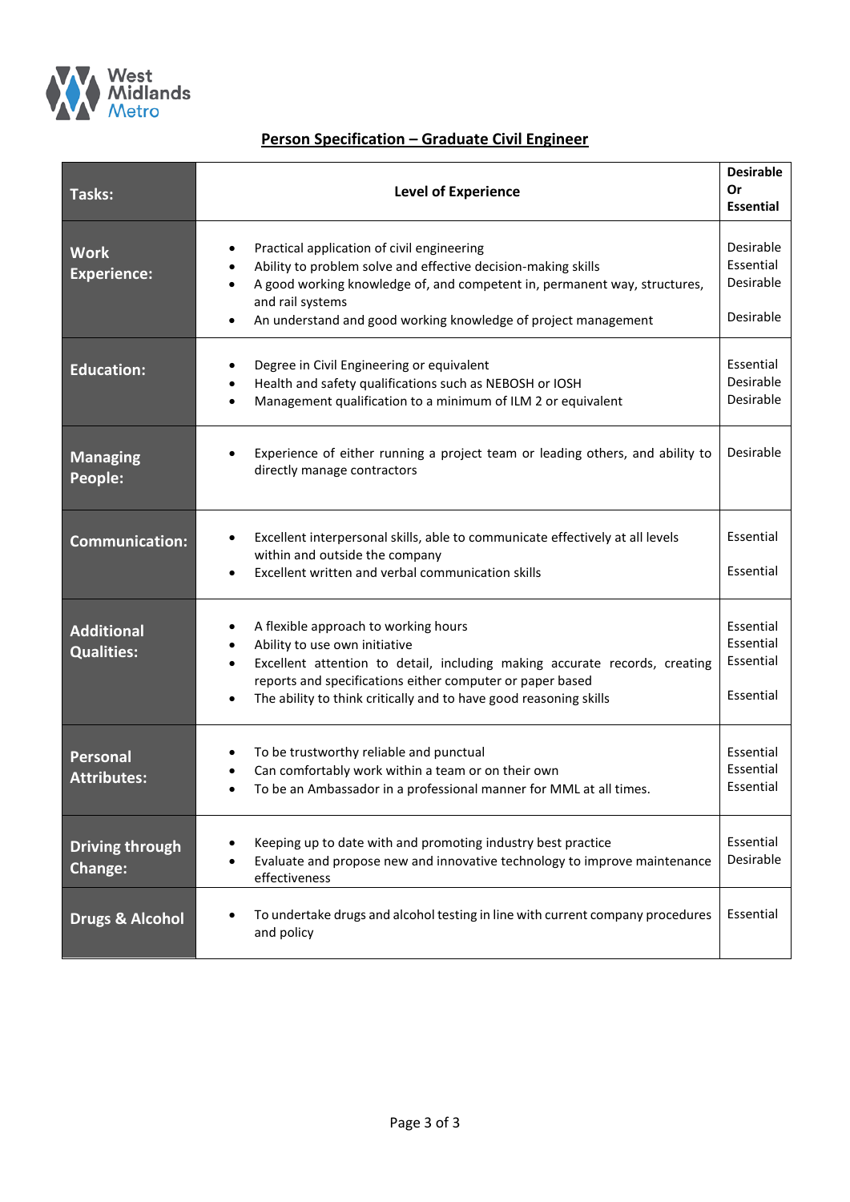## Person Specification – Graduate Civil Engineer

| Tasks: | Level of Experience | Desirable Or Essential |
|---|---|---|
| **Work Experience:** | • Practical application of civil engineering<br>• Ability to problem solve and effective decision-making skills<br>• A good working knowledge of, and competent in, permanent way, structures, and rail systems<br>• An understand and good working knowledge of project management | Desirable<br>Essential<br>Desirable<br><br>Desirable |
| **Education:** | • Degree in Civil Engineering or equivalent<br>• Health and safety qualifications such as NEBOSH or IOSH<br>• Management qualification to a minimum of ILM 2 or equivalent | Essential<br>Desirable<br>Desirable |
| **Managing People:** | • Experience of either running a project team or leading others, and ability to directly manage contractors | Desirable |
| **Communication:** | • Excellent interpersonal skills, able to communicate effectively at all levels within and outside the company<br>• Excellent written and verbal communication skills | Essential<br><br>Essential |
| **Additional Qualities:** | • A flexible approach to working hours<br>• Ability to use own initiative<br>• Excellent attention to detail, including making accurate records, creating reports and specifications either computer or paper based<br>• The ability to think critically and to have good reasoning skills | Essential<br>Essential<br>Essential<br><br>Essential |
| **Personal Attributes:** | • To be trustworthy reliable and punctual<br>• Can comfortably work within a team or on their own<br>• To be an Ambassador in a professional manner for MML at all times. | Essential<br>Essential<br>Essential |
| **Driving through Change:** | • Keeping up to date with and promoting industry best practice<br>• Evaluate and propose new and innovative technology to improve maintenance effectiveness | Essential<br>Desirable |
| **Drugs & Alcohol** | • To undertake drugs and alcohol testing in line with current company procedures and policy | Essential |